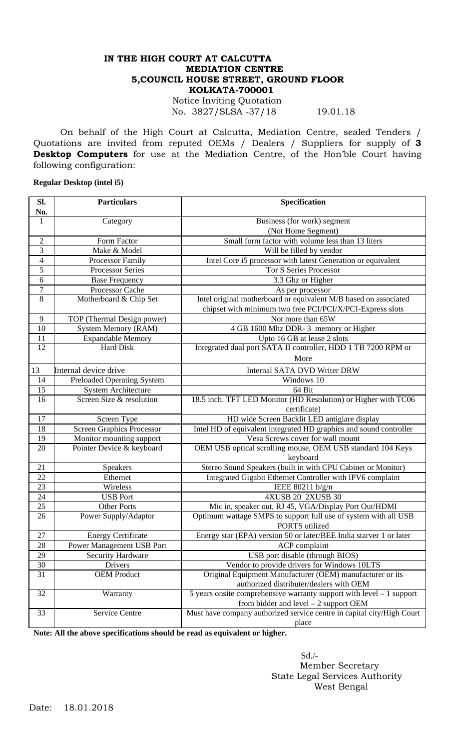**IN THE HIGH COURT AT CALCUTTA**
**MEDIATION CENTRE**
**5,COUNCIL HOUSE STREET, GROUND FLOOR**
**KOLKATA-700001**

Notice Inviting Quotation
No. 3827/SLSA -37/18 19.01.18

On behalf of the High Court at Calcutta, Mediation Centre, sealed Tenders / Quotations are invited from reputed OEMs / Dealers / Suppliers for supply of **3 Desktop Computers** for use at the Mediation Centre, of the Hon'ble Court having following configuration:

**Regular Desktop (intel i5)**

| Sl. No. | Particulars | Specification |
|---|---|---|
| 1 | Category | Business (for work) segment (Not Home Segment) |
| 2 | Form Factor | Small form factor with volume less than 13 liters |
| 3 | Make & Model | Will be filled by vendor |
| 4 | Processor Family | Intel Core i5 processor with latest Generation or equivalent |
| 5 | Processor Series | Tor S Series Processor |
| 6 | Base Frequency | 3.3 Ghz or Higher |
| 7 | Processor Cache | As per processor |
| 8 | Motherboard & Chip Set | Intel original motherboard or equivalent M/B based on associated chipset with minimum two free PCI/PCI/X/PCI-Express slots |
| 9 | TOP (Thermal Design power) | Not more than 65W |
| 10 | System Memory (RAM) | 4 GB 1600 Mhz DDR- 3 memory or Higher |
| 11 | Expandable Memory | Upto 16 GB at lease 2 slots |
| 12 | Hard Disk | Integrated dual port SATA II controller, HDD 1 TB 7200 RPM or More |
| 13 | Internal device drive | Internal SATA DVD Writer DRW |
| 14 | Preloaded Operating System | Windows 10 |
| 15 | System Architecture | 64 Bit |
| 16 | Screen Size & resolution | 18.5 inch. TFT LED Monitor (HD Resolution) or Higher with TC06 certificate) |
| 17 | Screen Type | HD wide Screen Backlit LED antiglare display |
| 18 | Screen Graphics Processor | Intel HD of equivalent integrated HD graphics and sound controller |
| 19 | Monitor mounting support | Vesa Screws cover for wall mount |
| 20 | Pointer Device & keyboard | OEM USB optical scrolling mouse, OEM USB standard 104 Keys keyboard |
| 21 | Speakers | Stereo Sound Speakers (built in with CPU Cabinet or Monitor) |
| 22 | Ethernet | Integrated Gigabit Ethernet Controller with IPV6 complaint |
| 23 | Wireless | IEEE 80211 b/g/n |
| 24 | USB Port | 4XUSB 20 2XUSB 30 |
| 25 | Other Ports | Mic in, speaker out, RJ 45, VGA/Display Port Out/HDMI |
| 26 | Power Supply/Adaptor | Optimum wattage SMPS to support full use of system with all USB PORTS utilized |
| 27 | Energy Certificate | Energy star (EPA) version 50 or later/BEE India starver 1 or later |
| 28 | Power Management USB Port | ACP complaint |
| 29 | Security Hardware | USB port disable (through BIOS) |
| 30 | Drivers | Vendor to provide drivers for Windows 10LTS |
| 31 | OEM Product | Original Equipment Manufacturer (OEM) manufacturer or its authorized distributer/dealers with OEM |
| 32 | Warranty | 5 years onsite comprehensive warranty support with level – 1 support from bidder and level – 2 support OEM |
| 33 | Service Centre | Must have company authorized service centre in capital city/High Court place |

**Note: All the above specifications should be read as equivalent or higher.**

Sd./-
Member Secretary
State Legal Services Authority
West Bengal

Date: 18.01.2018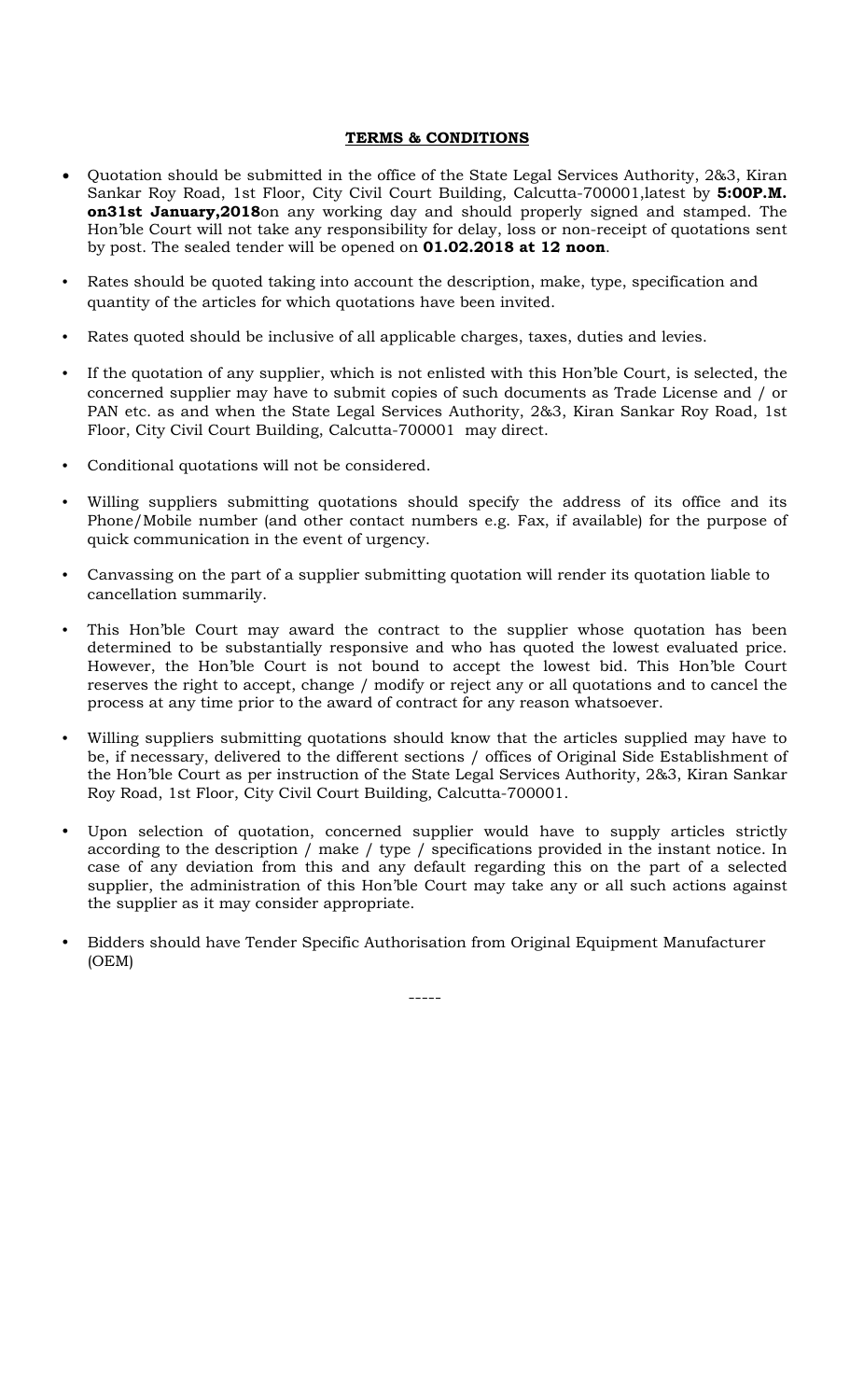**TERMS & CONDITIONS**

- Quotation should be submitted in the office of the State Legal Services Authority, 2&3, Kiran Sankar Roy Road, 1st Floor, City Civil Court Building, Calcutta-700001,latest by **5:00P.M. on31st January,2018**on any working day and should properly signed and stamped. The Hon'ble Court will not take any responsibility for delay, loss or non-receipt of quotations sent by post. The sealed tender will be opened on **01.02.2018 at 12 noon**.
- Rates should be quoted taking into account the description, make, type, specification and quantity of the articles for which quotations have been invited.
- Rates quoted should be inclusive of all applicable charges, taxes, duties and levies.
- If the quotation of any supplier, which is not enlisted with this Hon'ble Court, is selected, the concerned supplier may have to submit copies of such documents as Trade License and / or PAN etc. as and when the State Legal Services Authority, 2&3, Kiran Sankar Roy Road, 1st Floor, City Civil Court Building, Calcutta-700001 may direct.
- Conditional quotations will not be considered.
- Willing suppliers submitting quotations should specify the address of its office and its Phone/Mobile number (and other contact numbers e.g. Fax, if available) for the purpose of quick communication in the event of urgency.
- Canvassing on the part of a supplier submitting quotation will render its quotation liable to cancellation summarily.
- This Hon'ble Court may award the contract to the supplier whose quotation has been determined to be substantially responsive and who has quoted the lowest evaluated price. However, the Hon'ble Court is not bound to accept the lowest bid. This Hon'ble Court reserves the right to accept, change / modify or reject any or all quotations and to cancel the process at any time prior to the award of contract for any reason whatsoever.
- Willing suppliers submitting quotations should know that the articles supplied may have to be, if necessary, delivered to the different sections / offices of Original Side Establishment of the Hon'ble Court as per instruction of the State Legal Services Authority, 2&3, Kiran Sankar Roy Road, 1st Floor, City Civil Court Building, Calcutta-700001.
- Upon selection of quotation, concerned supplier would have to supply articles strictly according to the description / make / type / specifications provided in the instant notice. In case of any deviation from this and any default regarding this on the part of a selected supplier, the administration of this Hon'ble Court may take any or all such actions against the supplier as it may consider appropriate.
- Bidders should have Tender Specific Authorisation from Original Equipment Manufacturer (OEM)

-----